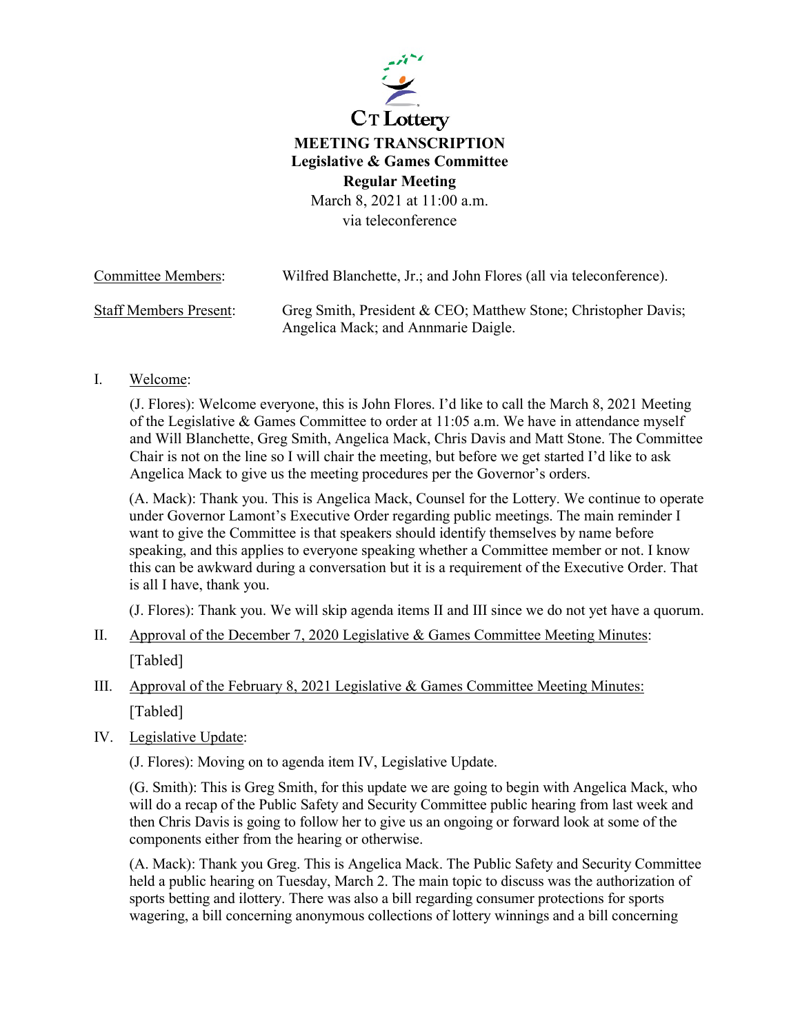CT Lottery

# MEETING TRANSCRIPTION

## Legislative & Games Committee

## Regular Meeting

March 8, 2021 at 11:00 a.m.
via teleconference

| | |
|---|---|
| Committee Members: | Wilfred Blanchette, Jr.; and John Flores (all via teleconference). |
| Staff Members Present: | Greg Smith, President & CEO; Matthew Stone; Christopher Davis; Angelica Mack; and Annmarie Daigle. |

I. Welcome:

(J. Flores): Welcome everyone, this is John Flores. I'd like to call the March 8, 2021 Meeting of the Legislative & Games Committee to order at 11:05 a.m. We have in attendance myself and Will Blanchette, Greg Smith, Angelica Mack, Chris Davis and Matt Stone. The Committee Chair is not on the line so I will chair the meeting, but before we get started I'd like to ask Angelica Mack to give us the meeting procedures per the Governor's orders.

(A. Mack): Thank you. This is Angelica Mack, Counsel for the Lottery. We continue to operate under Governor Lamont's Executive Order regarding public meetings. The main reminder I want to give the Committee is that speakers should identify themselves by name before speaking, and this applies to everyone speaking whether a Committee member or not. I know this can be awkward during a conversation but it is a requirement of the Executive Order. That is all I have, thank you.

(J. Flores): Thank you. We will skip agenda items II and III since we do not yet have a quorum.

II. Approval of the December 7, 2020 Legislative & Games Committee Meeting Minutes:

[Tabled]

III. Approval of the February 8, 2021 Legislative & Games Committee Meeting Minutes:

[Tabled]

IV. Legislative Update:

(J. Flores): Moving on to agenda item IV, Legislative Update.

(G. Smith): This is Greg Smith, for this update we are going to begin with Angelica Mack, who will do a recap of the Public Safety and Security Committee public hearing from last week and then Chris Davis is going to follow her to give us an ongoing or forward look at some of the components either from the hearing or otherwise.

(A. Mack): Thank you Greg. This is Angelica Mack. The Public Safety and Security Committee held a public hearing on Tuesday, March 2. The main topic to discuss was the authorization of sports betting and ilottery. There was also a bill regarding consumer protections for sports wagering, a bill concerning anonymous collections of lottery winnings and a bill concerning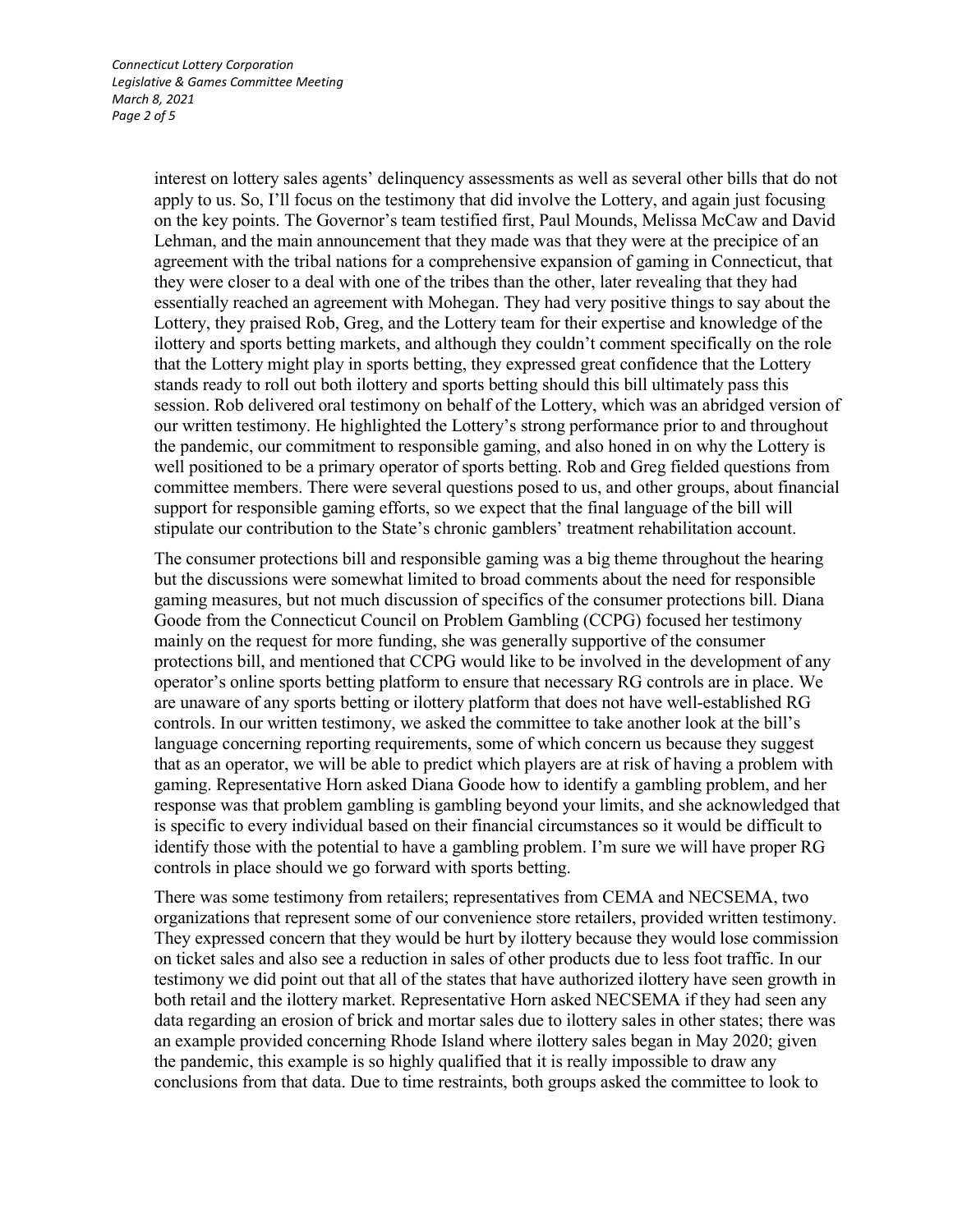interest on lottery sales agents' delinquency assessments as well as several other bills that do not apply to us. So, I'll focus on the testimony that did involve the Lottery, and again just focusing on the key points. The Governor's team testified first, Paul Mounds, Melissa McCaw and David Lehman, and the main announcement that they made was that they were at the precipice of an agreement with the tribal nations for a comprehensive expansion of gaming in Connecticut, that they were closer to a deal with one of the tribes than the other, later revealing that they had essentially reached an agreement with Mohegan. They had very positive things to say about the Lottery, they praised Rob, Greg, and the Lottery team for their expertise and knowledge of the ilottery and sports betting markets, and although they couldn't comment specifically on the role that the Lottery might play in sports betting, they expressed great confidence that the Lottery stands ready to roll out both ilottery and sports betting should this bill ultimately pass this session. Rob delivered oral testimony on behalf of the Lottery, which was an abridged version of our written testimony. He highlighted the Lottery's strong performance prior to and throughout the pandemic, our commitment to responsible gaming, and also honed in on why the Lottery is well positioned to be a primary operator of sports betting. Rob and Greg fielded questions from committee members. There were several questions posed to us, and other groups, about financial support for responsible gaming efforts, so we expect that the final language of the bill will stipulate our contribution to the State's chronic gamblers' treatment rehabilitation account.

The consumer protections bill and responsible gaming was a big theme throughout the hearing but the discussions were somewhat limited to broad comments about the need for responsible gaming measures, but not much discussion of specifics of the consumer protections bill. Diana Goode from the Connecticut Council on Problem Gambling (CCPG) focused her testimony mainly on the request for more funding, she was generally supportive of the consumer protections bill, and mentioned that CCPG would like to be involved in the development of any operator's online sports betting platform to ensure that necessary RG controls are in place. We are unaware of any sports betting or ilottery platform that does not have well-established RG controls. In our written testimony, we asked the committee to take another look at the bill's language concerning reporting requirements, some of which concern us because they suggest that as an operator, we will be able to predict which players are at risk of having a problem with gaming. Representative Horn asked Diana Goode how to identify a gambling problem, and her response was that problem gambling is gambling beyond your limits, and she acknowledged that is specific to every individual based on their financial circumstances so it would be difficult to identify those with the potential to have a gambling problem. I'm sure we will have proper RG controls in place should we go forward with sports betting.

There was some testimony from retailers; representatives from CEMA and NECSEMA, two organizations that represent some of our convenience store retailers, provided written testimony. They expressed concern that they would be hurt by ilottery because they would lose commission on ticket sales and also see a reduction in sales of other products due to less foot traffic. In our testimony we did point out that all of the states that have authorized ilottery have seen growth in both retail and the ilottery market. Representative Horn asked NECSEMA if they had seen any data regarding an erosion of brick and mortar sales due to ilottery sales in other states; there was an example provided concerning Rhode Island where ilottery sales began in May 2020; given the pandemic, this example is so highly qualified that it is really impossible to draw any conclusions from that data. Due to time restraints, both groups asked the committee to look to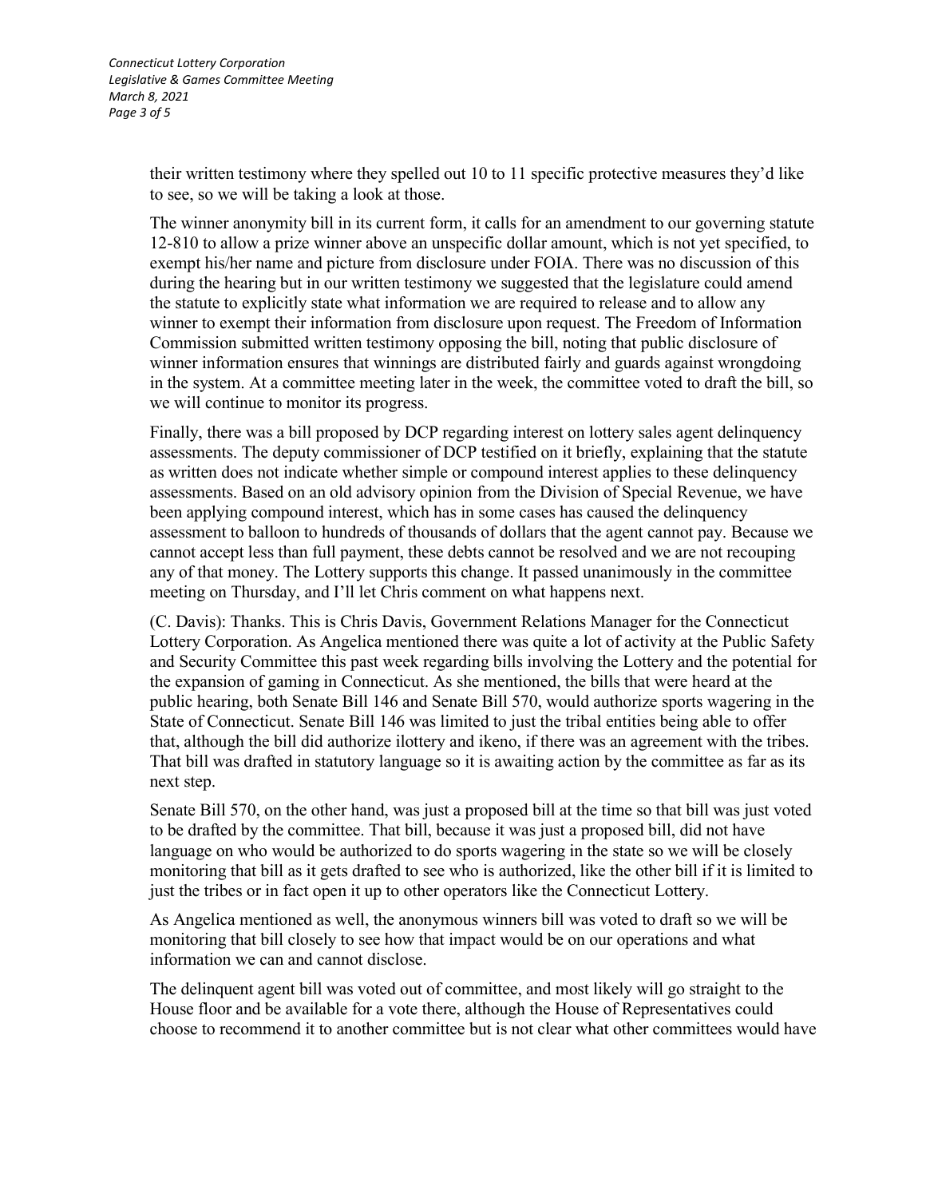their written testimony where they spelled out 10 to 11 specific protective measures they'd like to see, so we will be taking a look at those.

The winner anonymity bill in its current form, it calls for an amendment to our governing statute 12-810 to allow a prize winner above an unspecific dollar amount, which is not yet specified, to exempt his/her name and picture from disclosure under FOIA. There was no discussion of this during the hearing but in our written testimony we suggested that the legislature could amend the statute to explicitly state what information we are required to release and to allow any winner to exempt their information from disclosure upon request. The Freedom of Information Commission submitted written testimony opposing the bill, noting that public disclosure of winner information ensures that winnings are distributed fairly and guards against wrongdoing in the system. At a committee meeting later in the week, the committee voted to draft the bill, so we will continue to monitor its progress.

Finally, there was a bill proposed by DCP regarding interest on lottery sales agent delinquency assessments. The deputy commissioner of DCP testified on it briefly, explaining that the statute as written does not indicate whether simple or compound interest applies to these delinquency assessments. Based on an old advisory opinion from the Division of Special Revenue, we have been applying compound interest, which has in some cases has caused the delinquency assessment to balloon to hundreds of thousands of dollars that the agent cannot pay. Because we cannot accept less than full payment, these debts cannot be resolved and we are not recouping any of that money. The Lottery supports this change. It passed unanimously in the committee meeting on Thursday, and I'll let Chris comment on what happens next.

(C. Davis): Thanks. This is Chris Davis, Government Relations Manager for the Connecticut Lottery Corporation. As Angelica mentioned there was quite a lot of activity at the Public Safety and Security Committee this past week regarding bills involving the Lottery and the potential for the expansion of gaming in Connecticut. As she mentioned, the bills that were heard at the public hearing, both Senate Bill 146 and Senate Bill 570, would authorize sports wagering in the State of Connecticut. Senate Bill 146 was limited to just the tribal entities being able to offer that, although the bill did authorize ilottery and ikeno, if there was an agreement with the tribes. That bill was drafted in statutory language so it is awaiting action by the committee as far as its next step.

Senate Bill 570, on the other hand, was just a proposed bill at the time so that bill was just voted to be drafted by the committee. That bill, because it was just a proposed bill, did not have language on who would be authorized to do sports wagering in the state so we will be closely monitoring that bill as it gets drafted to see who is authorized, like the other bill if it is limited to just the tribes or in fact open it up to other operators like the Connecticut Lottery.

As Angelica mentioned as well, the anonymous winners bill was voted to draft so we will be monitoring that bill closely to see how that impact would be on our operations and what information we can and cannot disclose.

The delinquent agent bill was voted out of committee, and most likely will go straight to the House floor and be available for a vote there, although the House of Representatives could choose to recommend it to another committee but is not clear what other committees would have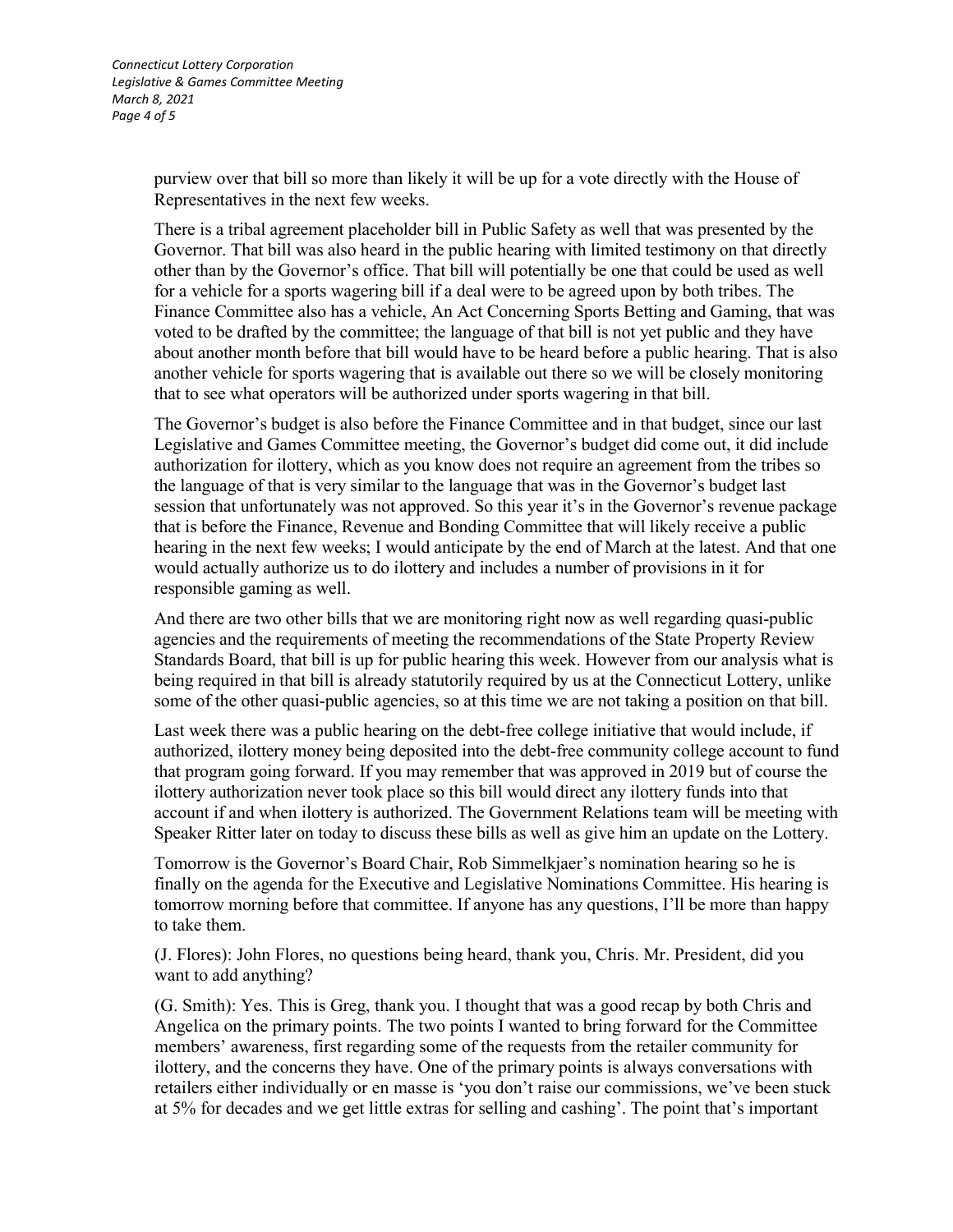purview over that bill so more than likely it will be up for a vote directly with the House of Representatives in the next few weeks.

There is a tribal agreement placeholder bill in Public Safety as well that was presented by the Governor. That bill was also heard in the public hearing with limited testimony on that directly other than by the Governor's office. That bill will potentially be one that could be used as well for a vehicle for a sports wagering bill if a deal were to be agreed upon by both tribes. The Finance Committee also has a vehicle, An Act Concerning Sports Betting and Gaming, that was voted to be drafted by the committee; the language of that bill is not yet public and they have about another month before that bill would have to be heard before a public hearing. That is also another vehicle for sports wagering that is available out there so we will be closely monitoring that to see what operators will be authorized under sports wagering in that bill.

The Governor's budget is also before the Finance Committee and in that budget, since our last Legislative and Games Committee meeting, the Governor's budget did come out, it did include authorization for ilottery, which as you know does not require an agreement from the tribes so the language of that is very similar to the language that was in the Governor's budget last session that unfortunately was not approved. So this year it's in the Governor's revenue package that is before the Finance, Revenue and Bonding Committee that will likely receive a public hearing in the next few weeks; I would anticipate by the end of March at the latest. And that one would actually authorize us to do ilottery and includes a number of provisions in it for responsible gaming as well.

And there are two other bills that we are monitoring right now as well regarding quasi-public agencies and the requirements of meeting the recommendations of the State Property Review Standards Board, that bill is up for public hearing this week. However from our analysis what is being required in that bill is already statutorily required by us at the Connecticut Lottery, unlike some of the other quasi-public agencies, so at this time we are not taking a position on that bill.

Last week there was a public hearing on the debt-free college initiative that would include, if authorized, ilottery money being deposited into the debt-free community college account to fund that program going forward. If you may remember that was approved in 2019 but of course the ilottery authorization never took place so this bill would direct any ilottery funds into that account if and when ilottery is authorized. The Government Relations team will be meeting with Speaker Ritter later on today to discuss these bills as well as give him an update on the Lottery.

Tomorrow is the Governor's Board Chair, Rob Simmelkjaer's nomination hearing so he is finally on the agenda for the Executive and Legislative Nominations Committee. His hearing is tomorrow morning before that committee. If anyone has any questions, I'll be more than happy to take them.

(J. Flores): John Flores, no questions being heard, thank you, Chris. Mr. President, did you want to add anything?

(G. Smith): Yes. This is Greg, thank you. I thought that was a good recap by both Chris and Angelica on the primary points. The two points I wanted to bring forward for the Committee members' awareness, first regarding some of the requests from the retailer community for ilottery, and the concerns they have. One of the primary points is always conversations with retailers either individually or en masse is 'you don't raise our commissions, we've been stuck at 5% for decades and we get little extras for selling and cashing'. The point that's important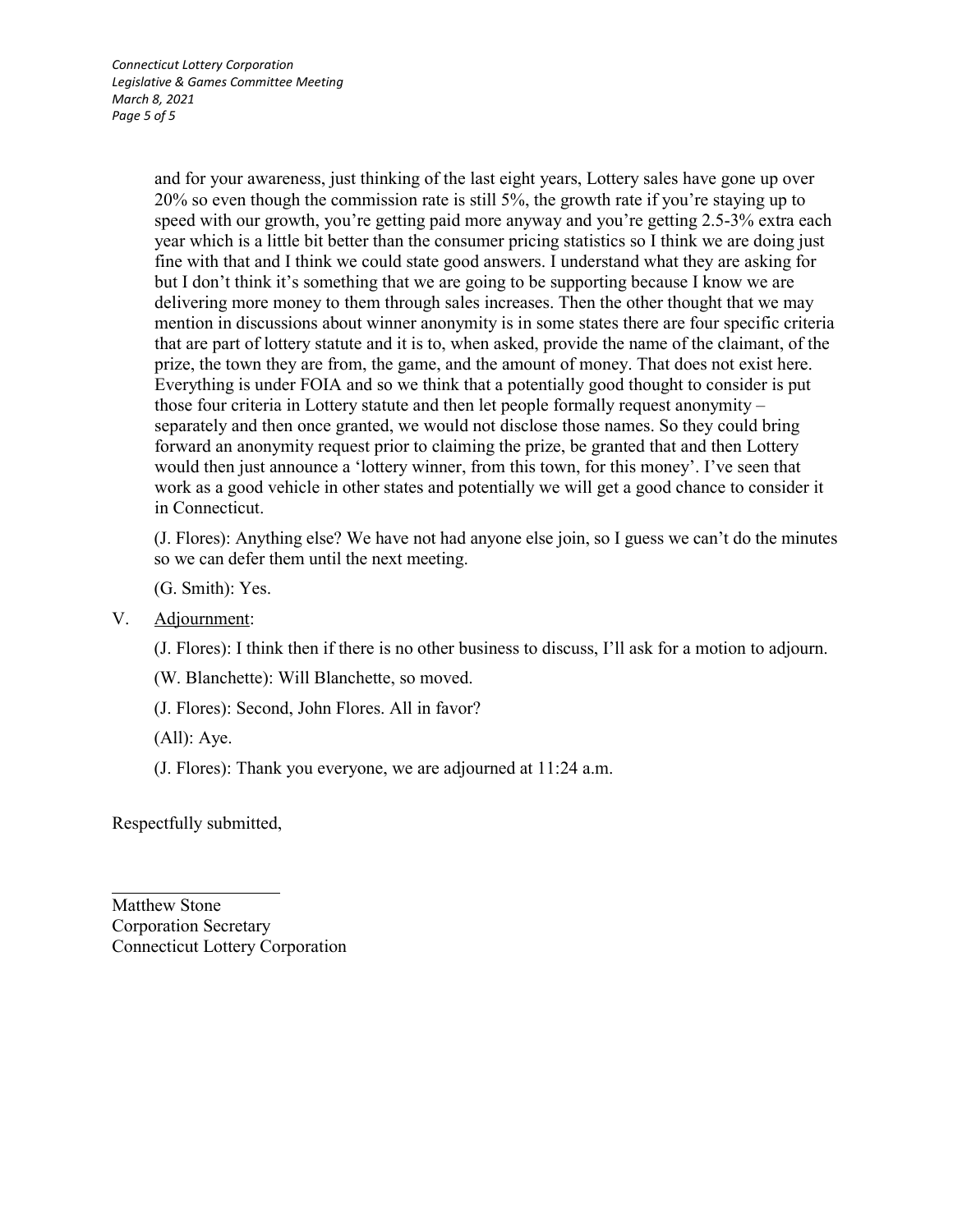and for your awareness, just thinking of the last eight years, Lottery sales have gone up over 20% so even though the commission rate is still 5%, the growth rate if you're staying up to speed with our growth, you're getting paid more anyway and you're getting 2.5-3% extra each year which is a little bit better than the consumer pricing statistics so I think we are doing just fine with that and I think we could state good answers. I understand what they are asking for but I don't think it's something that we are going to be supporting because I know we are delivering more money to them through sales increases. Then the other thought that we may mention in discussions about winner anonymity is in some states there are four specific criteria that are part of lottery statute and it is to, when asked, provide the name of the claimant, of the prize, the town they are from, the game, and the amount of money. That does not exist here. Everything is under FOIA and so we think that a potentially good thought to consider is put those four criteria in Lottery statute and then let people formally request anonymity – separately and then once granted, we would not disclose those names. So they could bring forward an anonymity request prior to claiming the prize, be granted that and then Lottery would then just announce a 'lottery winner, from this town, for this money'. I've seen that work as a good vehicle in other states and potentially we will get a good chance to consider it in Connecticut.

(J. Flores): Anything else? We have not had anyone else join, so I guess we can't do the minutes so we can defer them until the next meeting.

(G. Smith): Yes.

V. <u>Adjournment</u>:

(J. Flores): I think then if there is no other business to discuss, I'll ask for a motion to adjourn.

(W. Blanchette): Will Blanchette, so moved.

(J. Flores): Second, John Flores. All in favor?

(All): Aye.

(J. Flores): Thank you everyone, we are adjourned at 11:24 a.m.

Respectfully submitted,

\_\_\_\_\_\_\_\_\_\_\_\_\_\_\_\_\_\_\_\_

Matthew Stone
Corporation Secretary
Connecticut Lottery Corporation